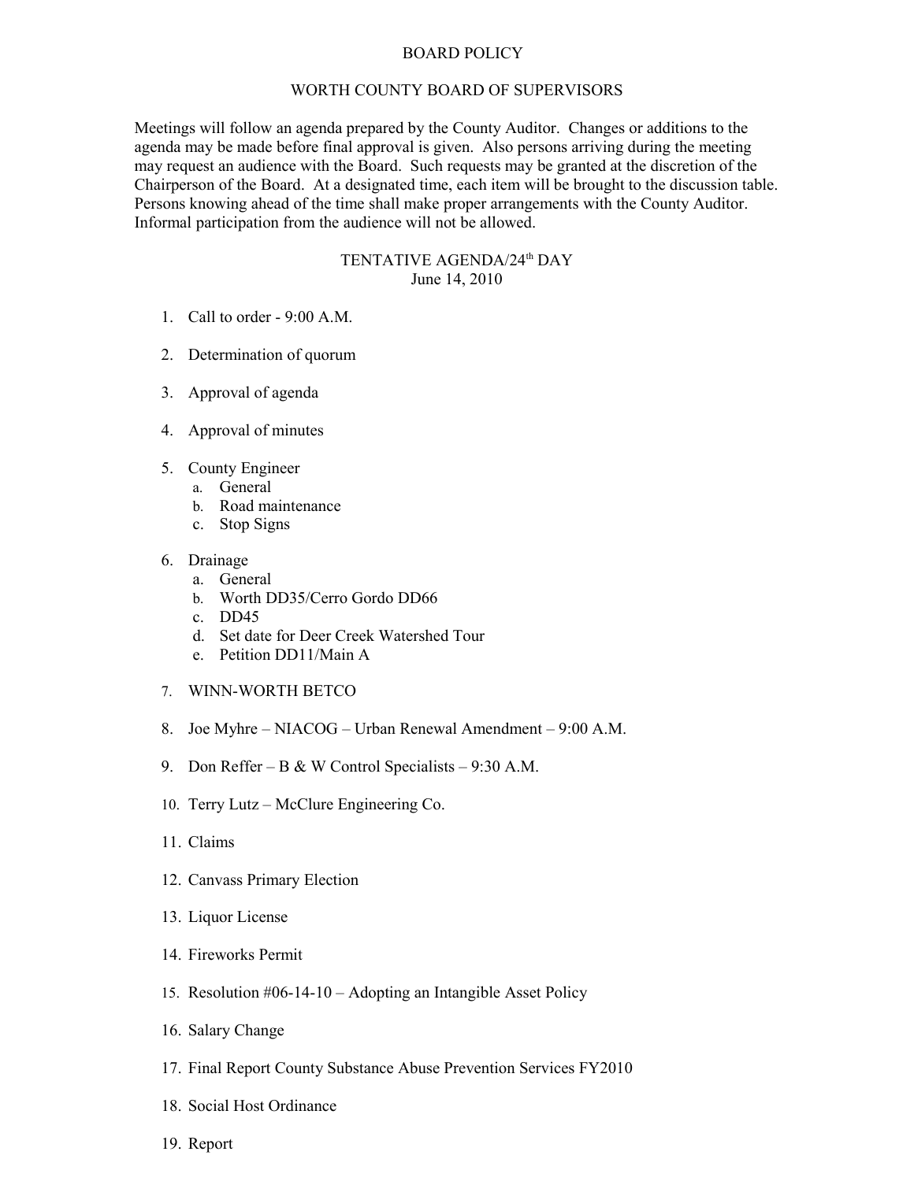# BOARD POLICY

## WORTH COUNTY BOARD OF SUPERVISORS

Meetings will follow an agenda prepared by the County Auditor. Changes or additions to the agenda may be made before final approval is given. Also persons arriving during the meeting may request an audience with the Board. Such requests may be granted at the discretion of the Chairperson of the Board. At a designated time, each item will be brought to the discussion table. Persons knowing ahead of the time shall make proper arrangements with the County Auditor. Informal participation from the audience will not be allowed.

## TENTATIVE AGENDA/24th DAY

June 14, 2010

1. Call to order - 9:00 A.M.

2. Determination of quorum

3. Approval of agenda

4. Approval of minutes

5. County Engineer
   a. General
   b. Road maintenance
   c. Stop Signs

6. Drainage
   a. General
   b. Worth DD35/Cerro Gordo DD66
   c. DD45
   d. Set date for Deer Creek Watershed Tour
   e. Petition DD11/Main A

7. WINN-WORTH BETCO

8. Joe Myhre – NIACOG – Urban Renewal Amendment – 9:00 A.M.

9. Don Reffer – B & W Control Specialists – 9:30 A.M.

10. Terry Lutz – McClure Engineering Co.

11. Claims

12. Canvass Primary Election

13. Liquor License

14. Fireworks Permit

15. Resolution #06-14-10 – Adopting an Intangible Asset Policy

16. Salary Change

17. Final Report County Substance Abuse Prevention Services FY2010

18. Social Host Ordinance

19. Report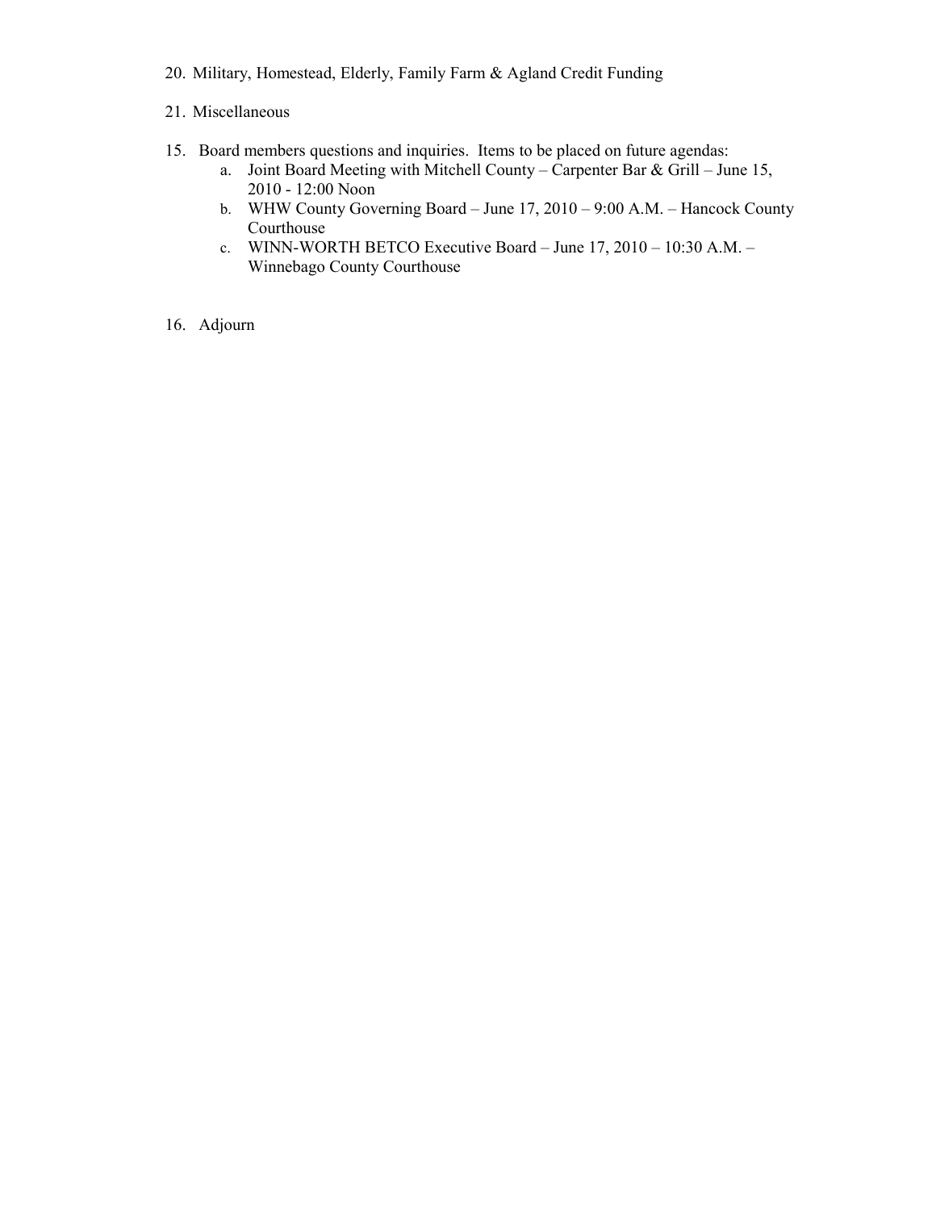20. Military, Homestead, Elderly, Family Farm & Agland Credit Funding

21. Miscellaneous

15. Board members questions and inquiries. Items to be placed on future agendas:
    a. Joint Board Meeting with Mitchell County – Carpenter Bar & Grill – June 15, 2010 - 12:00 Noon
    b. WHW County Governing Board – June 17, 2010 – 9:00 A.M. – Hancock County Courthouse
    c. WINN-WORTH BETCO Executive Board – June 17, 2010 – 10:30 A.M. – Winnebago County Courthouse

16. Adjourn